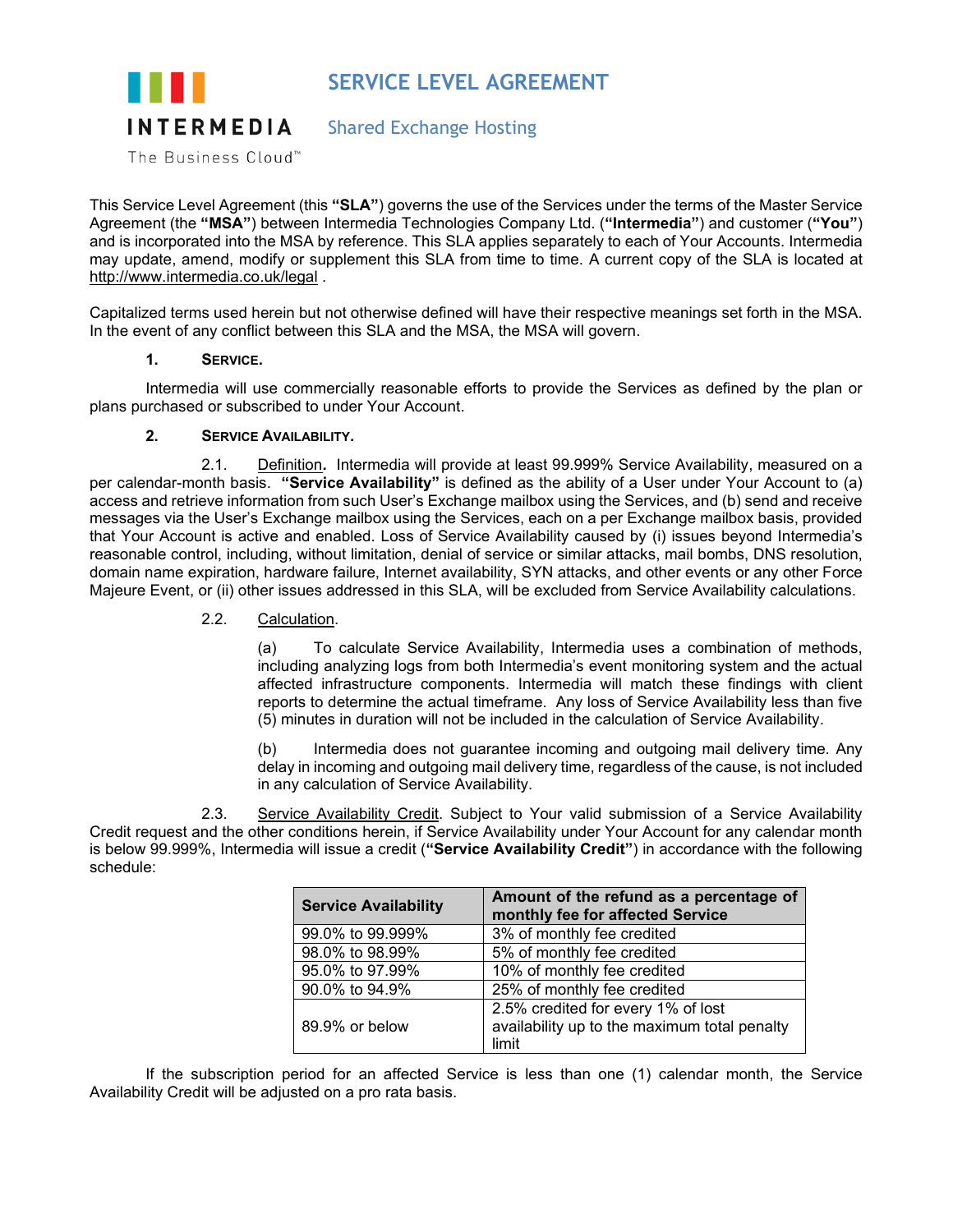INTERMEDIA

The Business Cloud™

# SERVICE LEVEL AGREEMENT

## Shared Exchange Hosting

This Service Level Agreement (this **"SLA"**) governs the use of the Services under the terms of the Master Service Agreement (the **"MSA"**) between Intermedia Technologies Company Ltd. (**"Intermedia"**) and customer (**"You"**) and is incorporated into the MSA by reference. This SLA applies separately to each of Your Accounts. Intermedia may update, amend, modify or supplement this SLA from time to time. A current copy of the SLA is located at http://www.intermedia.co.uk/legal .

Capitalized terms used herein but not otherwise defined will have their respective meanings set forth in the MSA. In the event of any conflict between this SLA and the MSA, the MSA will govern.

### 1. SERVICE.

Intermedia will use commercially reasonable efforts to provide the Services as defined by the plan or plans purchased or subscribed to under Your Account.

### 2. SERVICE AVAILABILITY.

2.1. Definition**.** Intermedia will provide at least 99.999% Service Availability, measured on a per calendar-month basis. **"Service Availability"** is defined as the ability of a User under Your Account to (a) access and retrieve information from such User's Exchange mailbox using the Services, and (b) send and receive messages via the User's Exchange mailbox using the Services, each on a per Exchange mailbox basis, provided that Your Account is active and enabled. Loss of Service Availability caused by (i) issues beyond Intermedia's reasonable control, including, without limitation, denial of service or similar attacks, mail bombs, DNS resolution, domain name expiration, hardware failure, Internet availability, SYN attacks, and other events or any other Force Majeure Event, or (ii) other issues addressed in this SLA, will be excluded from Service Availability calculations.

2.2. Calculation.

(a) To calculate Service Availability, Intermedia uses a combination of methods, including analyzing logs from both Intermedia's event monitoring system and the actual affected infrastructure components. Intermedia will match these findings with client reports to determine the actual timeframe. Any loss of Service Availability less than five (5) minutes in duration will not be included in the calculation of Service Availability.

(b) Intermedia does not guarantee incoming and outgoing mail delivery time. Any delay in incoming and outgoing mail delivery time, regardless of the cause, is not included in any calculation of Service Availability.

2.3. Service Availability Credit. Subject to Your valid submission of a Service Availability Credit request and the other conditions herein, if Service Availability under Your Account for any calendar month is below 99.999%, Intermedia will issue a credit (**"Service Availability Credit"**) in accordance with the following schedule:

| Service Availability | Amount of the refund as a percentage of monthly fee for affected Service |
|---|---|
| 99.0% to 99.999% | 3% of monthly fee credited |
| 98.0% to 98.99% | 5% of monthly fee credited |
| 95.0% to 97.99% | 10% of monthly fee credited |
| 90.0% to 94.9% | 25% of monthly fee credited |
| 89.9% or below | 2.5% credited for every 1% of lost availability up to the maximum total penalty limit |

If the subscription period for an affected Service is less than one (1) calendar month, the Service Availability Credit will be adjusted on a pro rata basis.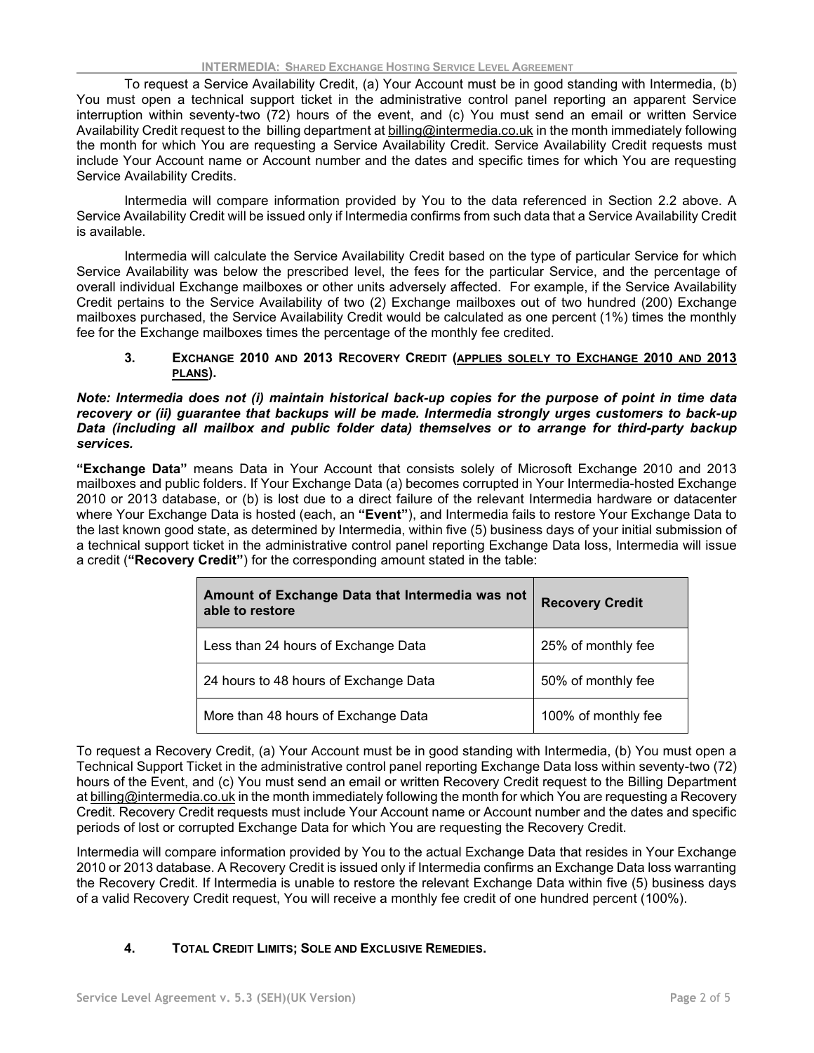To request a Service Availability Credit, (a) Your Account must be in good standing with Intermedia, (b) You must open a technical support ticket in the administrative control panel reporting an apparent Service interruption within seventy-two (72) hours of the event, and (c) You must send an email or written Service Availability Credit request to the billing department at billing@intermedia.co.uk in the month immediately following the month for which You are requesting a Service Availability Credit. Service Availability Credit requests must include Your Account name or Account number and the dates and specific times for which You are requesting Service Availability Credits.

Intermedia will compare information provided by You to the data referenced in Section 2.2 above. A Service Availability Credit will be issued only if Intermedia confirms from such data that a Service Availability Credit is available.

Intermedia will calculate the Service Availability Credit based on the type of particular Service for which Service Availability was below the prescribed level, the fees for the particular Service, and the percentage of overall individual Exchange mailboxes or other units adversely affected. For example, if the Service Availability Credit pertains to the Service Availability of two (2) Exchange mailboxes out of two hundred (200) Exchange mailboxes purchased, the Service Availability Credit would be calculated as one percent (1%) times the monthly fee for the Exchange mailboxes times the percentage of the monthly fee credited.

## 3. Exchange 2010 and 2013 Recovery Credit (applies solely to Exchange 2010 and 2013 plans).

***Note: Intermedia does not (i) maintain historical back-up copies for the purpose of point in time data recovery or (ii) guarantee that backups will be made. Intermedia strongly urges customers to back-up Data (including all mailbox and public folder data) themselves or to arrange for third-party backup services.***

**"Exchange Data"** means Data in Your Account that consists solely of Microsoft Exchange 2010 and 2013 mailboxes and public folders. If Your Exchange Data (a) becomes corrupted in Your Intermedia-hosted Exchange 2010 or 2013 database, or (b) is lost due to a direct failure of the relevant Intermedia hardware or datacenter where Your Exchange Data is hosted (each, an **"Event"**), and Intermedia fails to restore Your Exchange Data to the last known good state, as determined by Intermedia, within five (5) business days of your initial submission of a technical support ticket in the administrative control panel reporting Exchange Data loss, Intermedia will issue a credit (**"Recovery Credit"**) for the corresponding amount stated in the table:

| Amount of Exchange Data that Intermedia was not able to restore | Recovery Credit |
|---|---|
| Less than 24 hours of Exchange Data | 25% of monthly fee |
| 24 hours to 48 hours of Exchange Data | 50% of monthly fee |
| More than 48 hours of Exchange Data | 100% of monthly fee |

To request a Recovery Credit, (a) Your Account must be in good standing with Intermedia, (b) You must open a Technical Support Ticket in the administrative control panel reporting Exchange Data loss within seventy-two (72) hours of the Event, and (c) You must send an email or written Recovery Credit request to the Billing Department at billing@intermedia.co.uk in the month immediately following the month for which You are requesting a Recovery Credit. Recovery Credit requests must include Your Account name or Account number and the dates and specific periods of lost or corrupted Exchange Data for which You are requesting the Recovery Credit.

Intermedia will compare information provided by You to the actual Exchange Data that resides in Your Exchange 2010 or 2013 database. A Recovery Credit is issued only if Intermedia confirms an Exchange Data loss warranting the Recovery Credit. If Intermedia is unable to restore the relevant Exchange Data within five (5) business days of a valid Recovery Credit request, You will receive a monthly fee credit of one hundred percent (100%).

## 4. Total Credit Limits; Sole and Exclusive Remedies.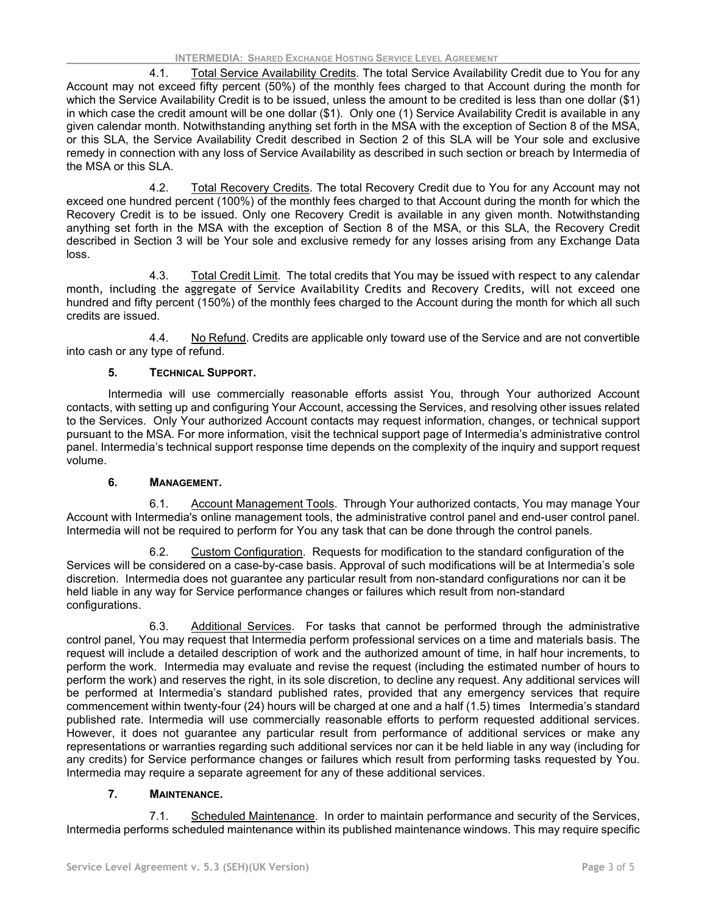4.1. <u>Total Service Availability Credits</u>. The total Service Availability Credit due to You for any Account may not exceed fifty percent (50%) of the monthly fees charged to that Account during the month for which the Service Availability Credit is to be issued, unless the amount to be credited is less than one dollar ($1) in which case the credit amount will be one dollar ($1). Only one (1) Service Availability Credit is available in any given calendar month. Notwithstanding anything set forth in the MSA with the exception of Section 8 of the MSA, or this SLA, the Service Availability Credit described in Section 2 of this SLA will be Your sole and exclusive remedy in connection with any loss of Service Availability as described in such section or breach by Intermedia of the MSA or this SLA.

4.2. <u>Total Recovery Credits</u>. The total Recovery Credit due to You for any Account may not exceed one hundred percent (100%) of the monthly fees charged to that Account during the month for which the Recovery Credit is to be issued. Only one Recovery Credit is available in any given month. Notwithstanding anything set forth in the MSA with the exception of Section 8 of the MSA, or this SLA, the Recovery Credit described in Section 3 will be Your sole and exclusive remedy for any losses arising from any Exchange Data loss.

4.3. <u>Total Credit Limit</u>. The total credits that You may be issued with respect to any calendar month, including the aggregate of Service Availability Credits and Recovery Credits, will not exceed one hundred and fifty percent (150%) of the monthly fees charged to the Account during the month for which all such credits are issued.

4.4. <u>No Refund</u>. Credits are applicable only toward use of the Service and are not convertible into cash or any type of refund.

## 5. Technical Support.

Intermedia will use commercially reasonable efforts assist You, through Your authorized Account contacts, with setting up and configuring Your Account, accessing the Services, and resolving other issues related to the Services. Only Your authorized Account contacts may request information, changes, or technical support pursuant to the MSA. For more information, visit the technical support page of Intermedia's administrative control panel. Intermedia's technical support response time depends on the complexity of the inquiry and support request volume.

## 6. Management.

6.1. <u>Account Management Tools</u>. Through Your authorized contacts, You may manage Your Account with Intermedia's online management tools, the administrative control panel and end-user control panel. Intermedia will not be required to perform for You any task that can be done through the control panels.

6.2. <u>Custom Configuration</u>. Requests for modification to the standard configuration of the Services will be considered on a case-by-case basis. Approval of such modifications will be at Intermedia's sole discretion. Intermedia does not guarantee any particular result from non-standard configurations nor can it be held liable in any way for Service performance changes or failures which result from non-standard configurations.

6.3. <u>Additional Services</u>. For tasks that cannot be performed through the administrative control panel, You may request that Intermedia perform professional services on a time and materials basis. The request will include a detailed description of work and the authorized amount of time, in half hour increments, to perform the work. Intermedia may evaluate and revise the request (including the estimated number of hours to perform the work) and reserves the right, in its sole discretion, to decline any request. Any additional services will be performed at Intermedia's standard published rates, provided that any emergency services that require commencement within twenty-four (24) hours will be charged at one and a half (1.5) times Intermedia's standard published rate. Intermedia will use commercially reasonable efforts to perform requested additional services. However, it does not guarantee any particular result from performance of additional services or make any representations or warranties regarding such additional services nor can it be held liable in any way (including for any credits) for Service performance changes or failures which result from performing tasks requested by You. Intermedia may require a separate agreement for any of these additional services.

## 7. Maintenance.

7.1. <u>Scheduled Maintenance</u>. In order to maintain performance and security of the Services, Intermedia performs scheduled maintenance within its published maintenance windows. This may require specific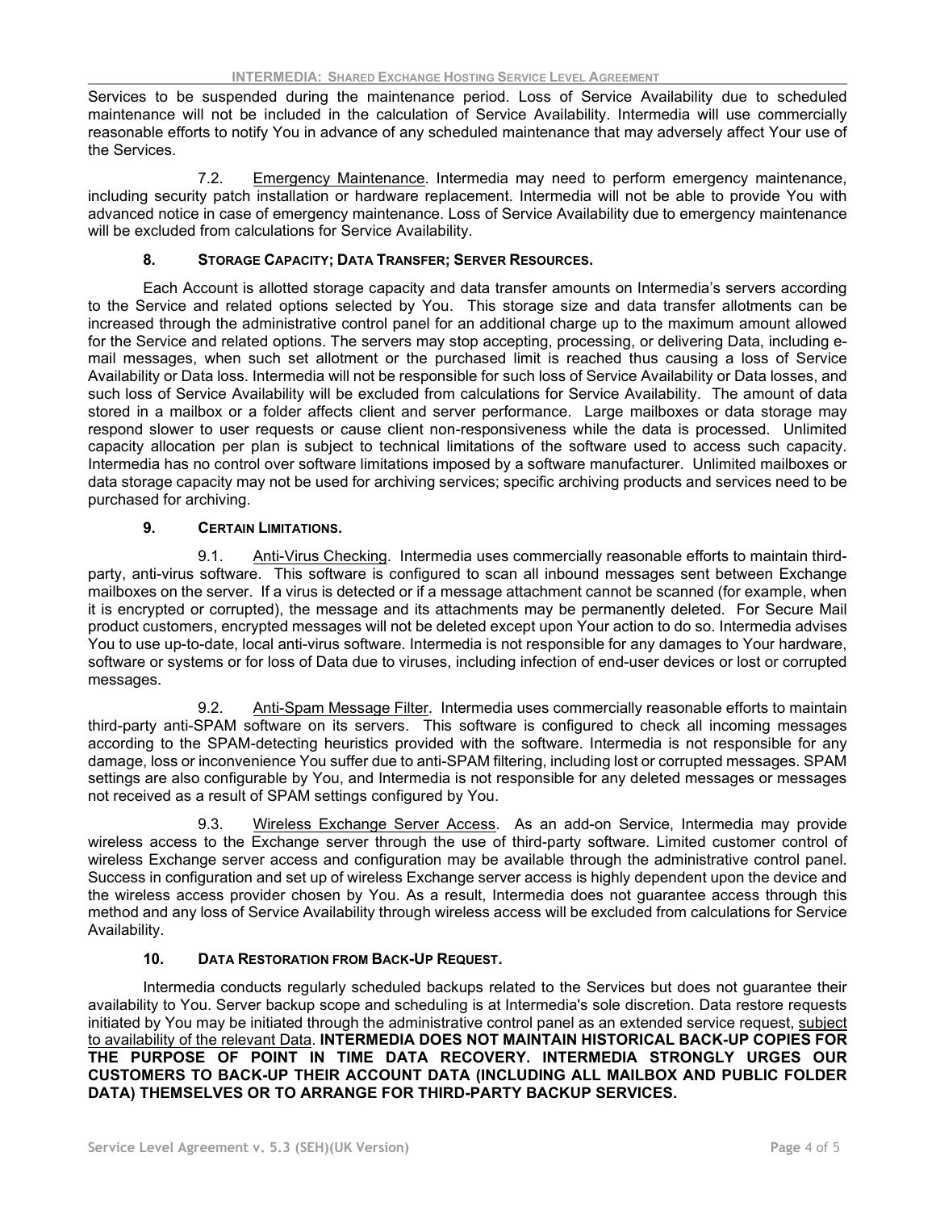Services to be suspended during the maintenance period. Loss of Service Availability due to scheduled maintenance will not be included in the calculation of Service Availability. Intermedia will use commercially reasonable efforts to notify You in advance of any scheduled maintenance that may adversely affect Your use of the Services.

7.2. Emergency Maintenance. Intermedia may need to perform emergency maintenance, including security patch installation or hardware replacement. Intermedia will not be able to provide You with advanced notice in case of emergency maintenance. Loss of Service Availability due to emergency maintenance will be excluded from calculations for Service Availability.

## 8. STORAGE CAPACITY; DATA TRANSFER; SERVER RESOURCES.

Each Account is allotted storage capacity and data transfer amounts on Intermedia's servers according to the Service and related options selected by You. This storage size and data transfer allotments can be increased through the administrative control panel for an additional charge up to the maximum amount allowed for the Service and related options. The servers may stop accepting, processing, or delivering Data, including e-mail messages, when such set allotment or the purchased limit is reached thus causing a loss of Service Availability or Data loss. Intermedia will not be responsible for such loss of Service Availability or Data losses, and such loss of Service Availability will be excluded from calculations for Service Availability. The amount of data stored in a mailbox or a folder affects client and server performance. Large mailboxes or data storage may respond slower to user requests or cause client non-responsiveness while the data is processed. Unlimited capacity allocation per plan is subject to technical limitations of the software used to access such capacity. Intermedia has no control over software limitations imposed by a software manufacturer. Unlimited mailboxes or data storage capacity may not be used for archiving services; specific archiving products and services need to be purchased for archiving.

## 9. CERTAIN LIMITATIONS.

9.1. Anti-Virus Checking. Intermedia uses commercially reasonable efforts to maintain third-party, anti-virus software. This software is configured to scan all inbound messages sent between Exchange mailboxes on the server. If a virus is detected or if a message attachment cannot be scanned (for example, when it is encrypted or corrupted), the message and its attachments may be permanently deleted. For Secure Mail product customers, encrypted messages will not be deleted except upon Your action to do so. Intermedia advises You to use up-to-date, local anti-virus software. Intermedia is not responsible for any damages to Your hardware, software or systems or for loss of Data due to viruses, including infection of end-user devices or lost or corrupted messages.

9.2. Anti-Spam Message Filter. Intermedia uses commercially reasonable efforts to maintain third-party anti-SPAM software on its servers. This software is configured to check all incoming messages according to the SPAM-detecting heuristics provided with the software. Intermedia is not responsible for any damage, loss or inconvenience You suffer due to anti-SPAM filtering, including lost or corrupted messages. SPAM settings are also configurable by You, and Intermedia is not responsible for any deleted messages or messages not received as a result of SPAM settings configured by You.

9.3. Wireless Exchange Server Access. As an add-on Service, Intermedia may provide wireless access to the Exchange server through the use of third-party software. Limited customer control of wireless Exchange server access and configuration may be available through the administrative control panel. Success in configuration and set up of wireless Exchange server access is highly dependent upon the device and the wireless access provider chosen by You. As a result, Intermedia does not guarantee access through this method and any loss of Service Availability through wireless access will be excluded from calculations for Service Availability.

## 10. DATA RESTORATION FROM BACK-UP REQUEST.

Intermedia conducts regularly scheduled backups related to the Services but does not guarantee their availability to You. Server backup scope and scheduling is at Intermedia's sole discretion. Data restore requests initiated by You may be initiated through the administrative control panel as an extended service request, subject to availability of the relevant Data. **INTERMEDIA DOES NOT MAINTAIN HISTORICAL BACK-UP COPIES FOR THE PURPOSE OF POINT IN TIME DATA RECOVERY. INTERMEDIA STRONGLY URGES OUR CUSTOMERS TO BACK-UP THEIR ACCOUNT DATA (INCLUDING ALL MAILBOX AND PUBLIC FOLDER DATA) THEMSELVES OR TO ARRANGE FOR THIRD-PARTY BACKUP SERVICES.**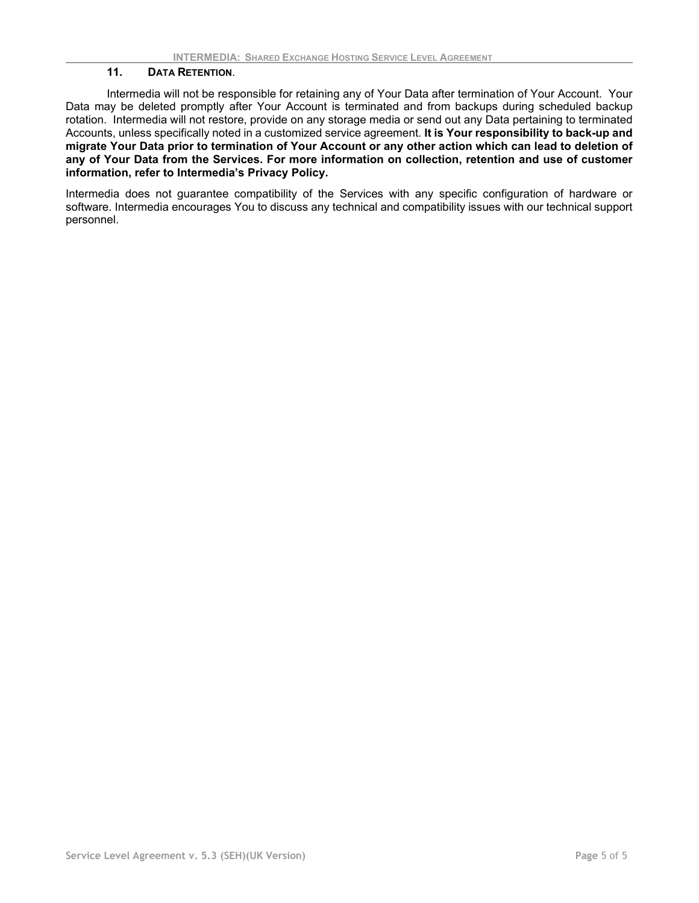## 11. DATA RETENTION.

Intermedia will not be responsible for retaining any of Your Data after termination of Your Account. Your Data may be deleted promptly after Your Account is terminated and from backups during scheduled backup rotation. Intermedia will not restore, provide on any storage media or send out any Data pertaining to terminated Accounts, unless specifically noted in a customized service agreement. **It is Your responsibility to back-up and migrate Your Data prior to termination of Your Account or any other action which can lead to deletion of any of Your Data from the Services. For more information on collection, retention and use of customer information, refer to Intermedia's Privacy Policy.**

Intermedia does not guarantee compatibility of the Services with any specific configuration of hardware or software. Intermedia encourages You to discuss any technical and compatibility issues with our technical support personnel.